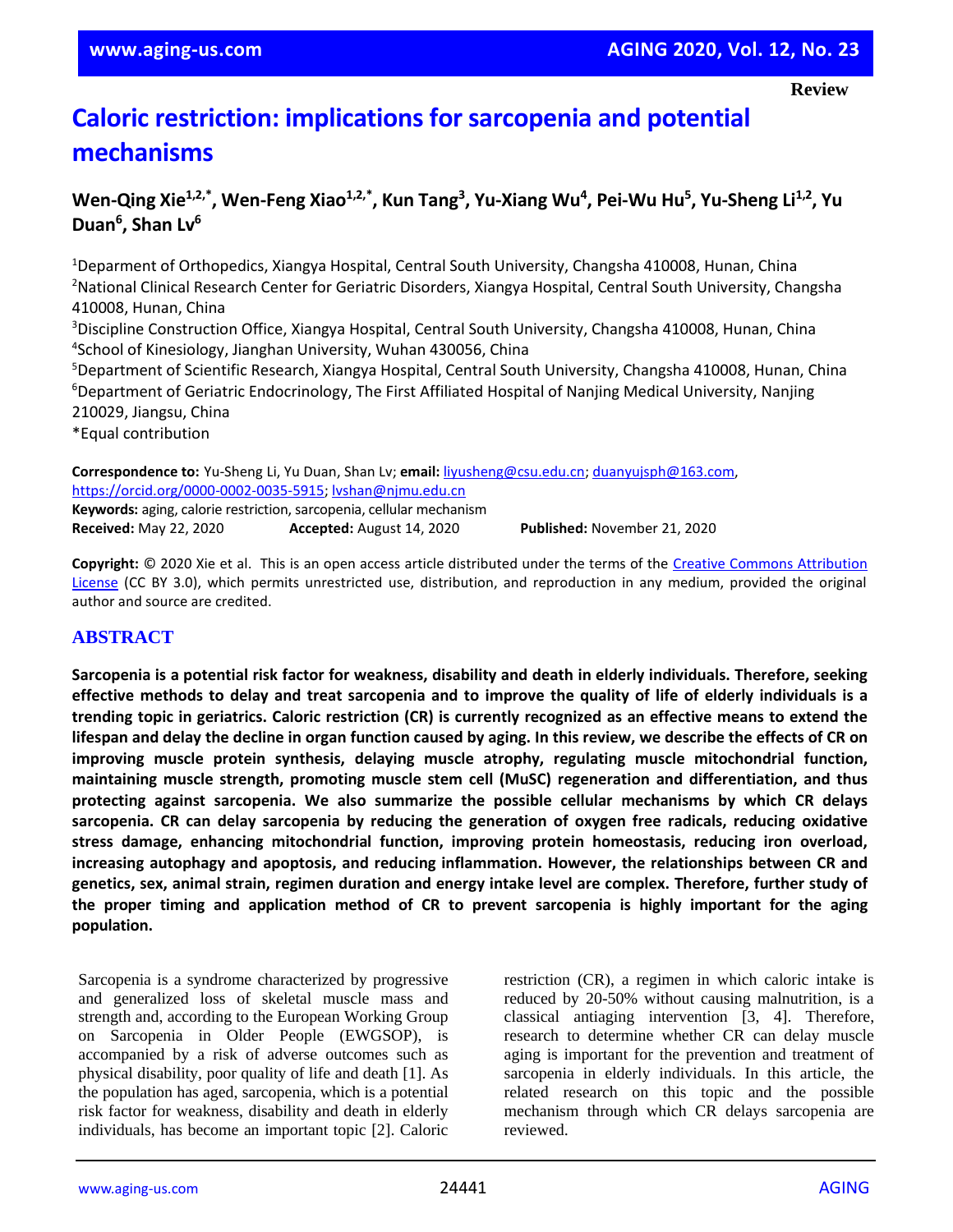Review

# Caloric restriction: implications for sarcopenia and potential mechanisms

**Wen-Qing Xie[1,2,*], Wen-Feng Xiao[1,2,*], Kun Tang[3], Yu-Xiang Wu[4], Pei-Wu Hu[5], Yu-Sheng Li[1,2], Yu Duan[6], Shan Lv[6]**

[1]Deparment of Orthopedics, Xiangya Hospital, Central South University, Changsha 410008, Hunan, China
[2]National Clinical Research Center for Geriatric Disorders, Xiangya Hospital, Central South University, Changsha 410008, Hunan, China
[3]Discipline Construction Office, Xiangya Hospital, Central South University, Changsha 410008, Hunan, China
[4]School of Kinesiology, Jianghan University, Wuhan 430056, China
[5]Department of Scientific Research, Xiangya Hospital, Central South University, Changsha 410008, Hunan, China
[6]Department of Geriatric Endocrinology, The First Affiliated Hospital of Nanjing Medical University, Nanjing 210029, Jiangsu, China
*Equal contribution

**Correspondence to:** Yu-Sheng Li, Yu Duan, Shan Lv; **email:** liyusheng@csu.edu.cn; duanyujsph@163.com, https://orcid.org/0000-0002-0035-5915; lvshan@njmu.edu.cn
**Keywords:** aging, calorie restriction, sarcopenia, cellular mechanism
**Received:** May 22, 2020 **Accepted:** August 14, 2020 **Published:** November 21, 2020

**Copyright:** © 2020 Xie et al. This is an open access article distributed under the terms of the Creative Commons Attribution License (CC BY 3.0), which permits unrestricted use, distribution, and reproduction in any medium, provided the original author and source are credited.

## ABSTRACT

**Sarcopenia is a potential risk factor for weakness, disability and death in elderly individuals. Therefore, seeking effective methods to delay and treat sarcopenia and to improve the quality of life of elderly individuals is a trending topic in geriatrics. Caloric restriction (CR) is currently recognized as an effective means to extend the lifespan and delay the decline in organ function caused by aging. In this review, we describe the effects of CR on improving muscle protein synthesis, delaying muscle atrophy, regulating muscle mitochondrial function, maintaining muscle strength, promoting muscle stem cell (MuSC) regeneration and differentiation, and thus protecting against sarcopenia. We also summarize the possible cellular mechanisms by which CR delays sarcopenia. CR can delay sarcopenia by reducing the generation of oxygen free radicals, reducing oxidative stress damage, enhancing mitochondrial function, improving protein homeostasis, reducing iron overload, increasing autophagy and apoptosis, and reducing inflammation. However, the relationships between CR and genetics, sex, animal strain, regimen duration and energy intake level are complex. Therefore, further study of the proper timing and application method of CR to prevent sarcopenia is highly important for the aging population.**

Sarcopenia is a syndrome characterized by progressive and generalized loss of skeletal muscle mass and strength and, according to the European Working Group on Sarcopenia in Older People (EWGSOP), is accompanied by a risk of adverse outcomes such as physical disability, poor quality of life and death [1]. As the population has aged, sarcopenia, which is a potential risk factor for weakness, disability and death in elderly individuals, has become an important topic [2]. Caloric restriction (CR), a regimen in which caloric intake is reduced by 20-50% without causing malnutrition, is a classical antiaging intervention [3, 4]. Therefore, research to determine whether CR can delay muscle aging is important for the prevention and treatment of sarcopenia in elderly individuals. In this article, the related research on this topic and the possible mechanism through which CR delays sarcopenia are reviewed.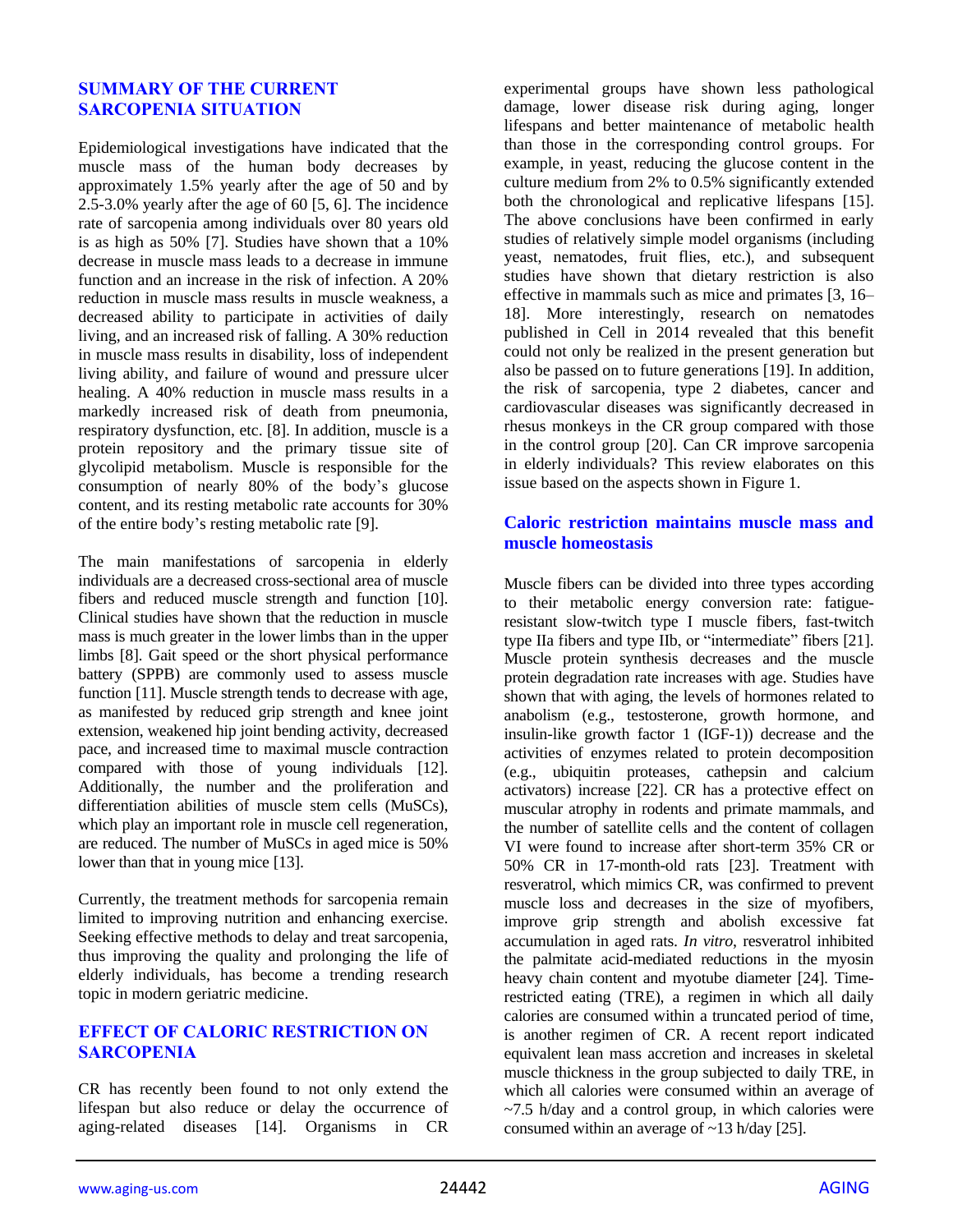## SUMMARY OF THE CURRENT SARCOPENIA SITUATION

Epidemiological investigations have indicated that the muscle mass of the human body decreases by approximately 1.5% yearly after the age of 50 and by 2.5-3.0% yearly after the age of 60 [5, 6]. The incidence rate of sarcopenia among individuals over 80 years old is as high as 50% [7]. Studies have shown that a 10% decrease in muscle mass leads to a decrease in immune function and an increase in the risk of infection. A 20% reduction in muscle mass results in muscle weakness, a decreased ability to participate in activities of daily living, and an increased risk of falling. A 30% reduction in muscle mass results in disability, loss of independent living ability, and failure of wound and pressure ulcer healing. A 40% reduction in muscle mass results in a markedly increased risk of death from pneumonia, respiratory dysfunction, etc. [8]. In addition, muscle is a protein repository and the primary tissue site of glycolipid metabolism. Muscle is responsible for the consumption of nearly 80% of the body's glucose content, and its resting metabolic rate accounts for 30% of the entire body's resting metabolic rate [9].

The main manifestations of sarcopenia in elderly individuals are a decreased cross-sectional area of muscle fibers and reduced muscle strength and function [10]. Clinical studies have shown that the reduction in muscle mass is much greater in the lower limbs than in the upper limbs [8]. Gait speed or the short physical performance battery (SPPB) are commonly used to assess muscle function [11]. Muscle strength tends to decrease with age, as manifested by reduced grip strength and knee joint extension, weakened hip joint bending activity, decreased pace, and increased time to maximal muscle contraction compared with those of young individuals [12]. Additionally, the number and the proliferation and differentiation abilities of muscle stem cells (MuSCs), which play an important role in muscle cell regeneration, are reduced. The number of MuSCs in aged mice is 50% lower than that in young mice [13].

Currently, the treatment methods for sarcopenia remain limited to improving nutrition and enhancing exercise. Seeking effective methods to delay and treat sarcopenia, thus improving the quality and prolonging the life of elderly individuals, has become a trending research topic in modern geriatric medicine.

## EFFECT OF CALORIC RESTRICTION ON SARCOPENIA

CR has recently been found to not only extend the lifespan but also reduce or delay the occurrence of aging-related diseases [14]. Organisms in CR experimental groups have shown less pathological damage, lower disease risk during aging, longer lifespans and better maintenance of metabolic health than those in the corresponding control groups. For example, in yeast, reducing the glucose content in the culture medium from 2% to 0.5% significantly extended both the chronological and replicative lifespans [15]. The above conclusions have been confirmed in early studies of relatively simple model organisms (including yeast, nematodes, fruit flies, etc.), and subsequent studies have shown that dietary restriction is also effective in mammals such as mice and primates [3, 16–18]. More interestingly, research on nematodes published in Cell in 2014 revealed that this benefit could not only be realized in the present generation but also be passed on to future generations [19]. In addition, the risk of sarcopenia, type 2 diabetes, cancer and cardiovascular diseases was significantly decreased in rhesus monkeys in the CR group compared with those in the control group [20]. Can CR improve sarcopenia in elderly individuals? This review elaborates on this issue based on the aspects shown in Figure 1.

### Caloric restriction maintains muscle mass and muscle homeostasis

Muscle fibers can be divided into three types according to their metabolic energy conversion rate: fatigue-resistant slow-twitch type I muscle fibers, fast-twitch type IIa fibers and type IIb, or "intermediate" fibers [21]. Muscle protein synthesis decreases and the muscle protein degradation rate increases with age. Studies have shown that with aging, the levels of hormones related to anabolism (e.g., testosterone, growth hormone, and insulin-like growth factor 1 (IGF-1)) decrease and the activities of enzymes related to protein decomposition (e.g., ubiquitin proteases, cathepsin and calcium activators) increase [22]. CR has a protective effect on muscular atrophy in rodents and primate mammals, and the number of satellite cells and the content of collagen VI were found to increase after short-term 35% CR or 50% CR in 17-month-old rats [23]. Treatment with resveratrol, which mimics CR, was confirmed to prevent muscle loss and decreases in the size of myofibers, improve grip strength and abolish excessive fat accumulation in aged rats. *In vitro*, resveratrol inhibited the palmitate acid-mediated reductions in the myosin heavy chain content and myotube diameter [24]. Time-restricted eating (TRE), a regimen in which all daily calories are consumed within a truncated period of time, is another regimen of CR. A recent report indicated equivalent lean mass accretion and increases in skeletal muscle thickness in the group subjected to daily TRE, in which all calories were consumed within an average of ~7.5 h/day and a control group, in which calories were consumed within an average of ~13 h/day [25].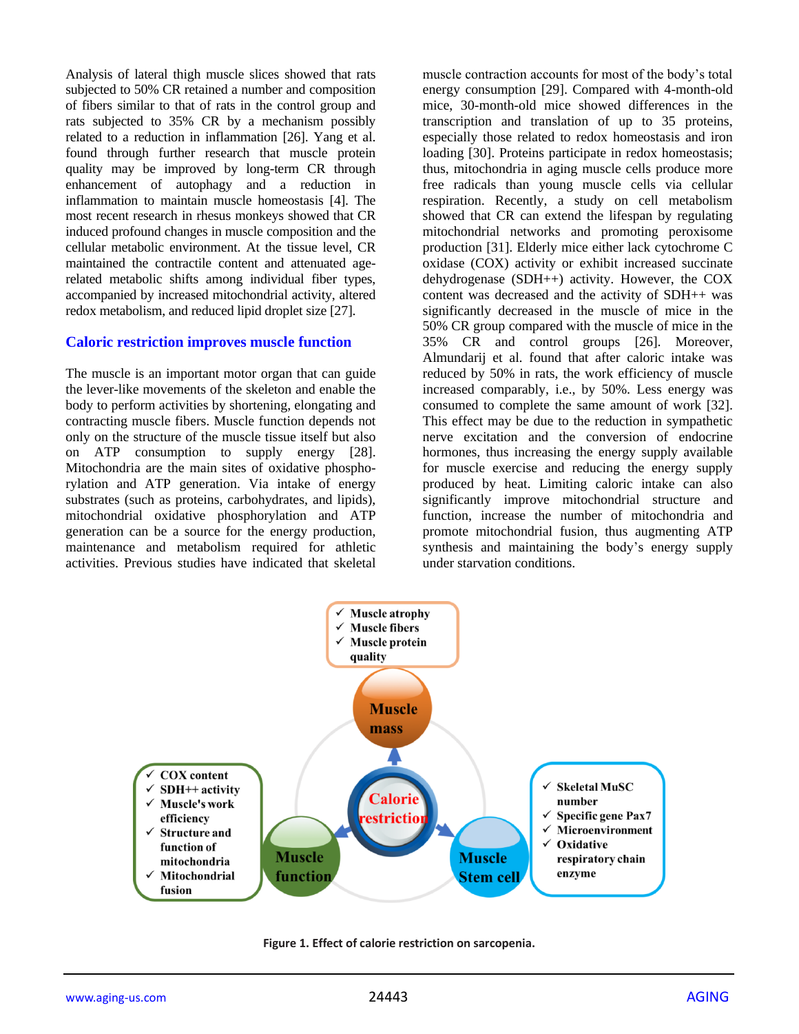Analysis of lateral thigh muscle slices showed that rats subjected to 50% CR retained a number and composition of fibers similar to that of rats in the control group and rats subjected to 35% CR by a mechanism possibly related to a reduction in inflammation [26]. Yang et al. found through further research that muscle protein quality may be improved by long-term CR through enhancement of autophagy and a reduction in inflammation to maintain muscle homeostasis [4]. The most recent research in rhesus monkeys showed that CR induced profound changes in muscle composition and the cellular metabolic environment. At the tissue level, CR maintained the contractile content and attenuated age-related metabolic shifts among individual fiber types, accompanied by increased mitochondrial activity, altered redox metabolism, and reduced lipid droplet size [27].

## Caloric restriction improves muscle function

The muscle is an important motor organ that can guide the lever-like movements of the skeleton and enable the body to perform activities by shortening, elongating and contracting muscle fibers. Muscle function depends not only on the structure of the muscle tissue itself but also on ATP consumption to supply energy [28]. Mitochondria are the main sites of oxidative phosphorylation and ATP generation. Via intake of energy substrates (such as proteins, carbohydrates, and lipids), mitochondrial oxidative phosphorylation and ATP generation can be a source for the energy production, maintenance and metabolism required for athletic activities. Previous studies have indicated that skeletal muscle contraction accounts for most of the body's total energy consumption [29]. Compared with 4-month-old mice, 30-month-old mice showed differences in the transcription and translation of up to 35 proteins, especially those related to redox homeostasis and iron loading [30]. Proteins participate in redox homeostasis; thus, mitochondria in aging muscle cells produce more free radicals than young muscle cells via cellular respiration. Recently, a study on cell metabolism showed that CR can extend the lifespan by regulating mitochondrial networks and promoting peroxisome production [31]. Elderly mice either lack cytochrome C oxidase (COX) activity or exhibit increased succinate dehydrogenase (SDH++) activity. However, the COX content was decreased and the activity of SDH++ was significantly decreased in the muscle of mice in the 50% CR group compared with the muscle of mice in the 35% CR and control groups [26]. Moreover, Almundarij et al. found that after caloric intake was reduced by 50% in rats, the work efficiency of muscle increased comparably, i.e., by 50%. Less energy was consumed to complete the same amount of work [32]. This effect may be due to the reduction in sympathetic nerve excitation and the conversion of endocrine hormones, thus increasing the energy supply available for muscle exercise and reducing the energy supply produced by heat. Limiting caloric intake can also significantly improve mitochondrial structure and function, increase the number of mitochondria and promote mitochondrial fusion, thus augmenting ATP synthesis and maintaining the body's energy supply under starvation conditions.

**Figure 1. Effect of calorie restriction on sarcopenia.**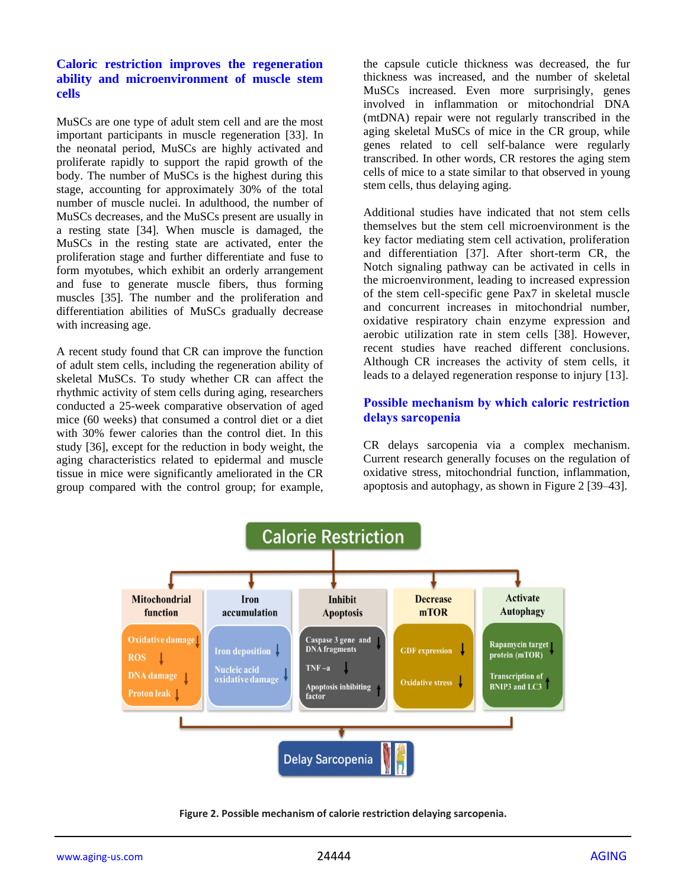### Caloric restriction improves the regeneration ability and microenvironment of muscle stem cells

MuSCs are one type of adult stem cell and are the most important participants in muscle regeneration [33]. In the neonatal period, MuSCs are highly activated and proliferate rapidly to support the rapid growth of the body. The number of MuSCs is the highest during this stage, accounting for approximately 30% of the total number of muscle nuclei. In adulthood, the number of MuSCs decreases, and the MuSCs present are usually in a resting state [34]. When muscle is damaged, the MuSCs in the resting state are activated, enter the proliferation stage and further differentiate and fuse to form myotubes, which exhibit an orderly arrangement and fuse to generate muscle fibers, thus forming muscles [35]. The number and the proliferation and differentiation abilities of MuSCs gradually decrease with increasing age.

A recent study found that CR can improve the function of adult stem cells, including the regeneration ability of skeletal MuSCs. To study whether CR can affect the rhythmic activity of stem cells during aging, researchers conducted a 25-week comparative observation of aged mice (60 weeks) that consumed a control diet or a diet with 30% fewer calories than the control diet. In this study [36], except for the reduction in body weight, the aging characteristics related to epidermal and muscle tissue in mice were significantly ameliorated in the CR group compared with the control group; for example, the capsule cuticle thickness was decreased, the fur thickness was increased, and the number of skeletal MuSCs increased. Even more surprisingly, genes involved in inflammation or mitochondrial DNA (mtDNA) repair were not regularly transcribed in the aging skeletal MuSCs of mice in the CR group, while genes related to cell self-balance were regularly transcribed. In other words, CR restores the aging stem cells of mice to a state similar to that observed in young stem cells, thus delaying aging.

Additional studies have indicated that not stem cells themselves but the stem cell microenvironment is the key factor mediating stem cell activation, proliferation and differentiation [37]. After short-term CR, the Notch signaling pathway can be activated in cells in the microenvironment, leading to increased expression of the stem cell-specific gene Pax7 in skeletal muscle and concurrent increases in mitochondrial number, oxidative respiratory chain enzyme expression and aerobic utilization rate in stem cells [38]. However, recent studies have reached different conclusions. Although CR increases the activity of stem cells, it leads to a delayed regeneration response to injury [13].

### Possible mechanism by which caloric restriction delays sarcopenia

CR delays sarcopenia via a complex mechanism. Current research generally focuses on the regulation of oxidative stress, mitochondrial function, inflammation, apoptosis and autophagy, as shown in Figure 2 [39–43].

**Figure 2. Possible mechanism of calorie restriction delaying sarcopenia.**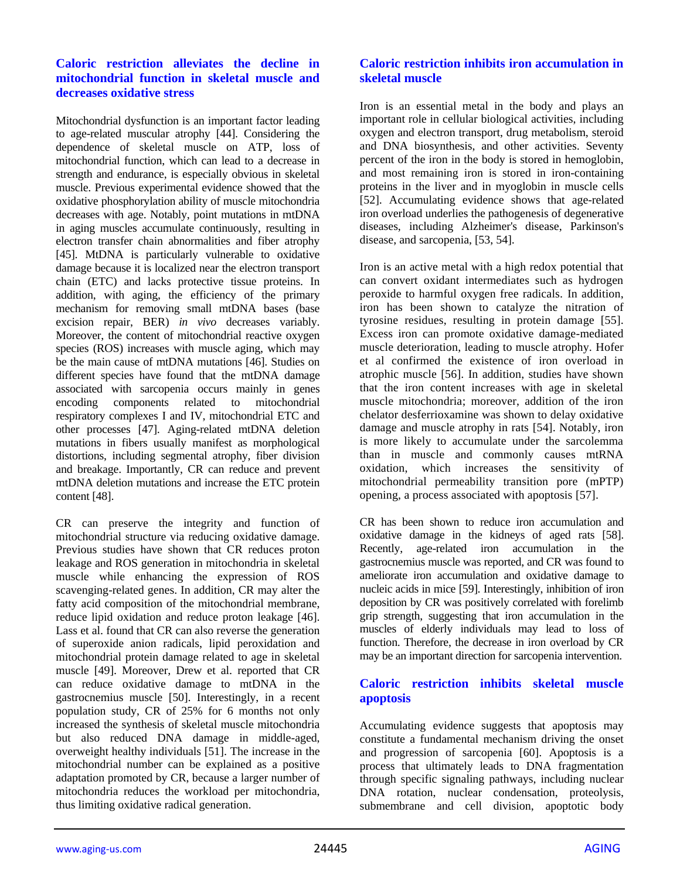### Caloric restriction alleviates the decline in mitochondrial function in skeletal muscle and decreases oxidative stress

Mitochondrial dysfunction is an important factor leading to age-related muscular atrophy [44]. Considering the dependence of skeletal muscle on ATP, loss of mitochondrial function, which can lead to a decrease in strength and endurance, is especially obvious in skeletal muscle. Previous experimental evidence showed that the oxidative phosphorylation ability of muscle mitochondria decreases with age. Notably, point mutations in mtDNA in aging muscles accumulate continuously, resulting in electron transfer chain abnormalities and fiber atrophy [45]. MtDNA is particularly vulnerable to oxidative damage because it is localized near the electron transport chain (ETC) and lacks protective tissue proteins. In addition, with aging, the efficiency of the primary mechanism for removing small mtDNA bases (base excision repair, BER) *in vivo* decreases variably. Moreover, the content of mitochondrial reactive oxygen species (ROS) increases with muscle aging, which may be the main cause of mtDNA mutations [46]. Studies on different species have found that the mtDNA damage associated with sarcopenia occurs mainly in genes encoding components related to mitochondrial respiratory complexes I and IV, mitochondrial ETC and other processes [47]. Aging-related mtDNA deletion mutations in fibers usually manifest as morphological distortions, including segmental atrophy, fiber division and breakage. Importantly, CR can reduce and prevent mtDNA deletion mutations and increase the ETC protein content [48].

CR can preserve the integrity and function of mitochondrial structure via reducing oxidative damage. Previous studies have shown that CR reduces proton leakage and ROS generation in mitochondria in skeletal muscle while enhancing the expression of ROS scavenging-related genes. In addition, CR may alter the fatty acid composition of the mitochondrial membrane, reduce lipid oxidation and reduce proton leakage [46]. Lass et al. found that CR can also reverse the generation of superoxide anion radicals, lipid peroxidation and mitochondrial protein damage related to age in skeletal muscle [49]. Moreover, Drew et al. reported that CR can reduce oxidative damage to mtDNA in the gastrocnemius muscle [50]. Interestingly, in a recent population study, CR of 25% for 6 months not only increased the synthesis of skeletal muscle mitochondria but also reduced DNA damage in middle-aged, overweight healthy individuals [51]. The increase in the mitochondrial number can be explained as a positive adaptation promoted by CR, because a larger number of mitochondria reduces the workload per mitochondria, thus limiting oxidative radical generation.

### Caloric restriction inhibits iron accumulation in skeletal muscle

Iron is an essential metal in the body and plays an important role in cellular biological activities, including oxygen and electron transport, drug metabolism, steroid and DNA biosynthesis, and other activities. Seventy percent of the iron in the body is stored in hemoglobin, and most remaining iron is stored in iron-containing proteins in the liver and in myoglobin in muscle cells [52]. Accumulating evidence shows that age-related iron overload underlies the pathogenesis of degenerative diseases, including Alzheimer's disease, Parkinson's disease, and sarcopenia, [53, 54].

Iron is an active metal with a high redox potential that can convert oxidant intermediates such as hydrogen peroxide to harmful oxygen free radicals. In addition, iron has been shown to catalyze the nitration of tyrosine residues, resulting in protein damage [55]. Excess iron can promote oxidative damage-mediated muscle deterioration, leading to muscle atrophy. Hofer et al confirmed the existence of iron overload in atrophic muscle [56]. In addition, studies have shown that the iron content increases with age in skeletal muscle mitochondria; moreover, addition of the iron chelator desferrioxamine was shown to delay oxidative damage and muscle atrophy in rats [54]. Notably, iron is more likely to accumulate under the sarcolemma than in muscle and commonly causes mtRNA oxidation, which increases the sensitivity of mitochondrial permeability transition pore (mPTP) opening, a process associated with apoptosis [57].

CR has been shown to reduce iron accumulation and oxidative damage in the kidneys of aged rats [58]. Recently, age-related iron accumulation in the gastrocnemius muscle was reported, and CR was found to ameliorate iron accumulation and oxidative damage to nucleic acids in mice [59]. Interestingly, inhibition of iron deposition by CR was positively correlated with forelimb grip strength, suggesting that iron accumulation in the muscles of elderly individuals may lead to loss of function. Therefore, the decrease in iron overload by CR may be an important direction for sarcopenia intervention.

### Caloric restriction inhibits skeletal muscle apoptosis

Accumulating evidence suggests that apoptosis may constitute a fundamental mechanism driving the onset and progression of sarcopenia [60]. Apoptosis is a process that ultimately leads to DNA fragmentation through specific signaling pathways, including nuclear DNA rotation, nuclear condensation, proteolysis, submembrane and cell division, apoptotic body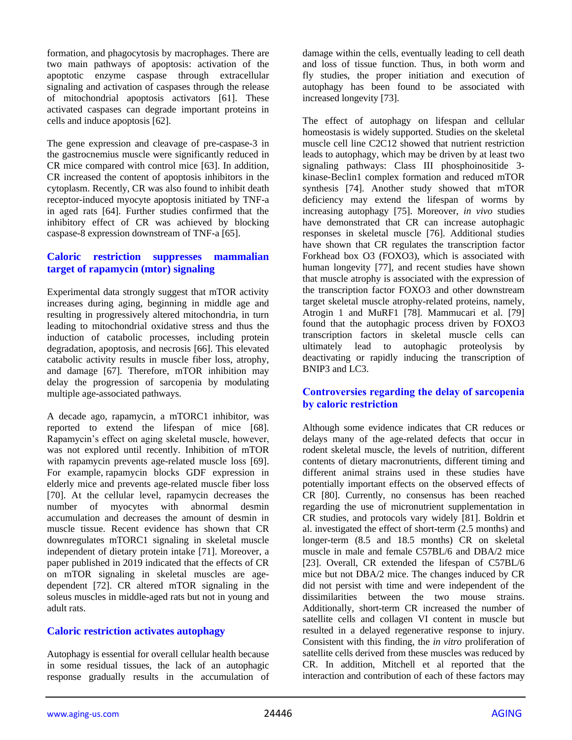formation, and phagocytosis by macrophages. There are two main pathways of apoptosis: activation of the apoptotic enzyme caspase through extracellular signaling and activation of caspases through the release of mitochondrial apoptosis activators [61]. These activated caspases can degrade important proteins in cells and induce apoptosis [62].

The gene expression and cleavage of pre-caspase-3 in the gastrocnemius muscle were significantly reduced in CR mice compared with control mice [63]. In addition, CR increased the content of apoptosis inhibitors in the cytoplasm. Recently, CR was also found to inhibit death receptor-induced myocyte apoptosis initiated by TNF-a in aged rats [64]. Further studies confirmed that the inhibitory effect of CR was achieved by blocking caspase-8 expression downstream of TNF-a [65].

## Caloric restriction suppresses mammalian target of rapamycin (mtor) signaling

Experimental data strongly suggest that mTOR activity increases during aging, beginning in middle age and resulting in progressively altered mitochondria, in turn leading to mitochondrial oxidative stress and thus the induction of catabolic processes, including protein degradation, apoptosis, and necrosis [66]. This elevated catabolic activity results in muscle fiber loss, atrophy, and damage [67]. Therefore, mTOR inhibition may delay the progression of sarcopenia by modulating multiple age-associated pathways.

A decade ago, rapamycin, a mTORC1 inhibitor, was reported to extend the lifespan of mice [68]. Rapamycin's effect on aging skeletal muscle, however, was not explored until recently. Inhibition of mTOR with rapamycin prevents age-related muscle loss [69]. For example, rapamycin blocks GDF expression in elderly mice and prevents age-related muscle fiber loss [70]. At the cellular level, rapamycin decreases the number of myocytes with abnormal desmin accumulation and decreases the amount of desmin in muscle tissue. Recent evidence has shown that CR downregulates mTORC1 signaling in skeletal muscle independent of dietary protein intake [71]. Moreover, a paper published in 2019 indicated that the effects of CR on mTOR signaling in skeletal muscles are age-dependent [72]. CR altered mTOR signaling in the soleus muscles in middle-aged rats but not in young and adult rats.

## Caloric restriction activates autophagy

Autophagy is essential for overall cellular health because in some residual tissues, the lack of an autophagic response gradually results in the accumulation of damage within the cells, eventually leading to cell death and loss of tissue function. Thus, in both worm and fly studies, the proper initiation and execution of autophagy has been found to be associated with increased longevity [73].

The effect of autophagy on lifespan and cellular homeostasis is widely supported. Studies on the skeletal muscle cell line C2C12 showed that nutrient restriction leads to autophagy, which may be driven by at least two signaling pathways: Class III phosphoinositide 3-kinase-Beclin1 complex formation and reduced mTOR synthesis [74]. Another study showed that mTOR deficiency may extend the lifespan of worms by increasing autophagy [75]. Moreover, *in vivo* studies have demonstrated that CR can increase autophagic responses in skeletal muscle [76]. Additional studies have shown that CR regulates the transcription factor Forkhead box O3 (FOXO3), which is associated with human longevity [77], and recent studies have shown that muscle atrophy is associated with the expression of the transcription factor FOXO3 and other downstream target skeletal muscle atrophy-related proteins, namely, Atrogin 1 and MuRF1 [78]. Mammucari et al. [79] found that the autophagic process driven by FOXO3 transcription factors in skeletal muscle cells can ultimately lead to autophagic proteolysis by deactivating or rapidly inducing the transcription of BNIP3 and LC3.

## Controversies regarding the delay of sarcopenia by caloric restriction

Although some evidence indicates that CR reduces or delays many of the age-related defects that occur in rodent skeletal muscle, the levels of nutrition, different contents of dietary macronutrients, different timing and different animal strains used in these studies have potentially important effects on the observed effects of CR [80]. Currently, no consensus has been reached regarding the use of micronutrient supplementation in CR studies, and protocols vary widely [81]. Boldrin et al. investigated the effect of short-term (2.5 months) and longer-term (8.5 and 18.5 months) CR on skeletal muscle in male and female C57BL/6 and DBA/2 mice [23]. Overall, CR extended the lifespan of C57BL/6 mice but not DBA/2 mice. The changes induced by CR did not persist with time and were independent of the dissimilarities between the two mouse strains. Additionally, short-term CR increased the number of satellite cells and collagen VI content in muscle but resulted in a delayed regenerative response to injury. Consistent with this finding, the *in vitro* proliferation of satellite cells derived from these muscles was reduced by CR. In addition, Mitchell et al reported that the interaction and contribution of each of these factors may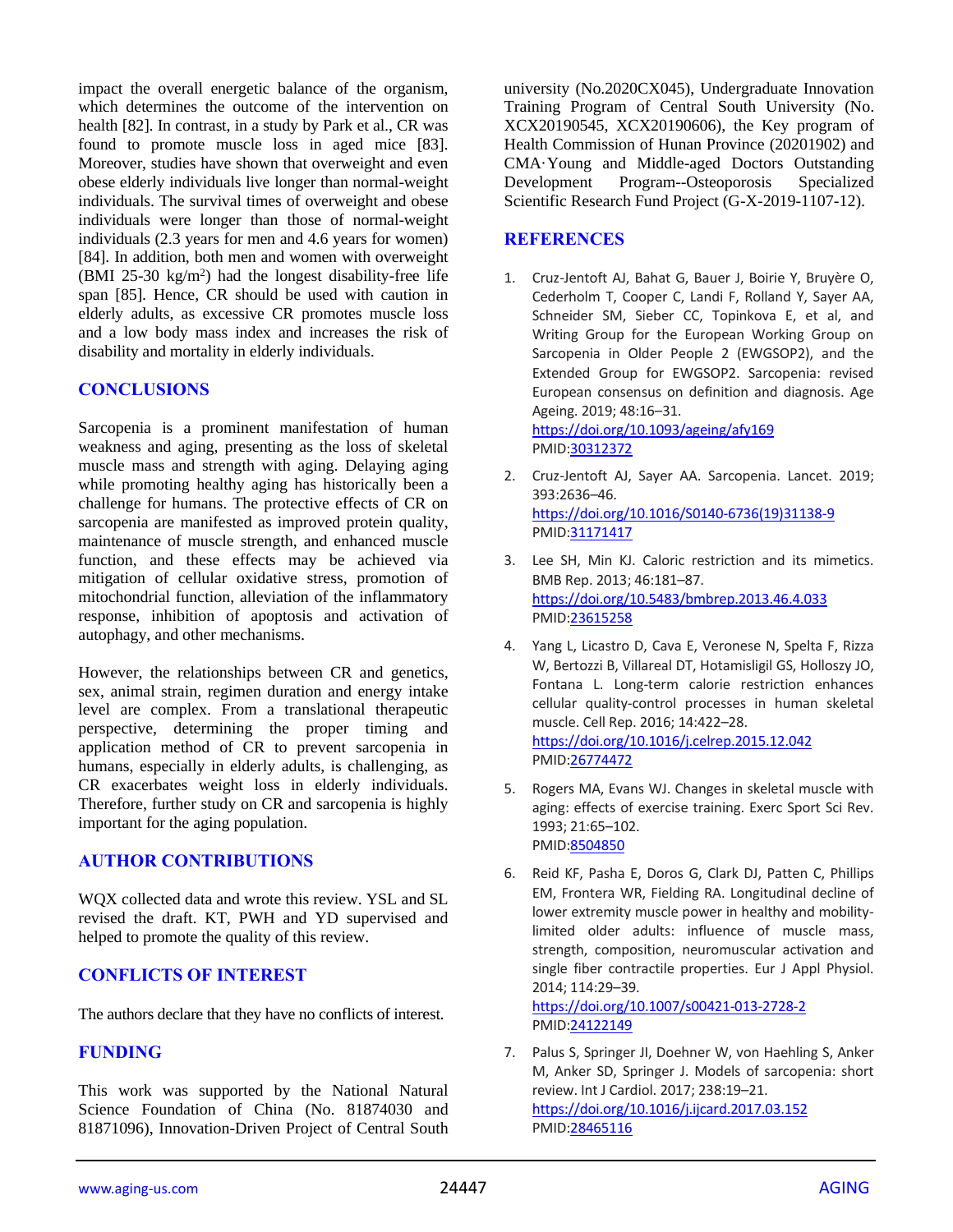impact the overall energetic balance of the organism, which determines the outcome of the intervention on health [82]. In contrast, in a study by Park et al., CR was found to promote muscle loss in aged mice [83]. Moreover, studies have shown that overweight and even obese elderly individuals live longer than normal-weight individuals. The survival times of overweight and obese individuals were longer than those of normal-weight individuals (2.3 years for men and 4.6 years for women) [84]. In addition, both men and women with overweight (BMI 25-30 kg/$m^2$) had the longest disability-free life span [85]. Hence, CR should be used with caution in elderly adults, as excessive CR promotes muscle loss and a low body mass index and increases the risk of disability and mortality in elderly individuals.

## CONCLUSIONS

Sarcopenia is a prominent manifestation of human weakness and aging, presenting as the loss of skeletal muscle mass and strength with aging. Delaying aging while promoting healthy aging has historically been a challenge for humans. The protective effects of CR on sarcopenia are manifested as improved protein quality, maintenance of muscle strength, and enhanced muscle function, and these effects may be achieved via mitigation of cellular oxidative stress, promotion of mitochondrial function, alleviation of the inflammatory response, inhibition of apoptosis and activation of autophagy, and other mechanisms.

However, the relationships between CR and genetics, sex, animal strain, regimen duration and energy intake level are complex. From a translational therapeutic perspective, determining the proper timing and application method of CR to prevent sarcopenia in humans, especially in elderly adults, is challenging, as CR exacerbates weight loss in elderly individuals. Therefore, further study on CR and sarcopenia is highly important for the aging population.

## AUTHOR CONTRIBUTIONS

WQX collected data and wrote this review. YSL and SL revised the draft. KT, PWH and YD supervised and helped to promote the quality of this review.

## CONFLICTS OF INTEREST

The authors declare that they have no conflicts of interest.

## FUNDING

This work was supported by the National Natural Science Foundation of China (No. 81874030 and 81871096), Innovation-Driven Project of Central South university (No.2020CX045), Undergraduate Innovation Training Program of Central South University (No. XCX20190545, XCX20190606), the Key program of Health Commission of Hunan Province (20201902) and CMA·Young and Middle-aged Doctors Outstanding Development Program--Osteoporosis Specialized Scientific Research Fund Project (G-X-2019-1107-12).

## REFERENCES

1. Cruz-Jentoft AJ, Bahat G, Bauer J, Boirie Y, Bruyère O, Cederholm T, Cooper C, Landi F, Rolland Y, Sayer AA, Schneider SM, Sieber CC, Topinkova E, et al, and Writing Group for the European Working Group on Sarcopenia in Older People 2 (EWGSOP2), and the Extended Group for EWGSOP2. Sarcopenia: revised European consensus on definition and diagnosis. Age Ageing. 2019; 48:16–31. https://doi.org/10.1093/ageing/afy169 PMID:30312372

2. Cruz-Jentoft AJ, Sayer AA. Sarcopenia. Lancet. 2019; 393:2636–46. https://doi.org/10.1016/S0140-6736(19)31138-9 PMID:31171417

3. Lee SH, Min KJ. Caloric restriction and its mimetics. BMB Rep. 2013; 46:181–87. https://doi.org/10.5483/bmbrep.2013.46.4.033 PMID:23615258

4. Yang L, Licastro D, Cava E, Veronese N, Spelta F, Rizza W, Bertozzi B, Villareal DT, Hotamisligil GS, Holloszy JO, Fontana L. Long-term calorie restriction enhances cellular quality-control processes in human skeletal muscle. Cell Rep. 2016; 14:422–28. https://doi.org/10.1016/j.celrep.2015.12.042 PMID:26774472

5. Rogers MA, Evans WJ. Changes in skeletal muscle with aging: effects of exercise training. Exerc Sport Sci Rev. 1993; 21:65–102. PMID:8504850

6. Reid KF, Pasha E, Doros G, Clark DJ, Patten C, Phillips EM, Frontera WR, Fielding RA. Longitudinal decline of lower extremity muscle power in healthy and mobility-limited older adults: influence of muscle mass, strength, composition, neuromuscular activation and single fiber contractile properties. Eur J Appl Physiol. 2014; 114:29–39. https://doi.org/10.1007/s00421-013-2728-2 PMID:24122149

7. Palus S, Springer JI, Doehner W, von Haehling S, Anker M, Anker SD, Springer J. Models of sarcopenia: short review. Int J Cardiol. 2017; 238:19–21. https://doi.org/10.1016/j.ijcard.2017.03.152 PMID:28465116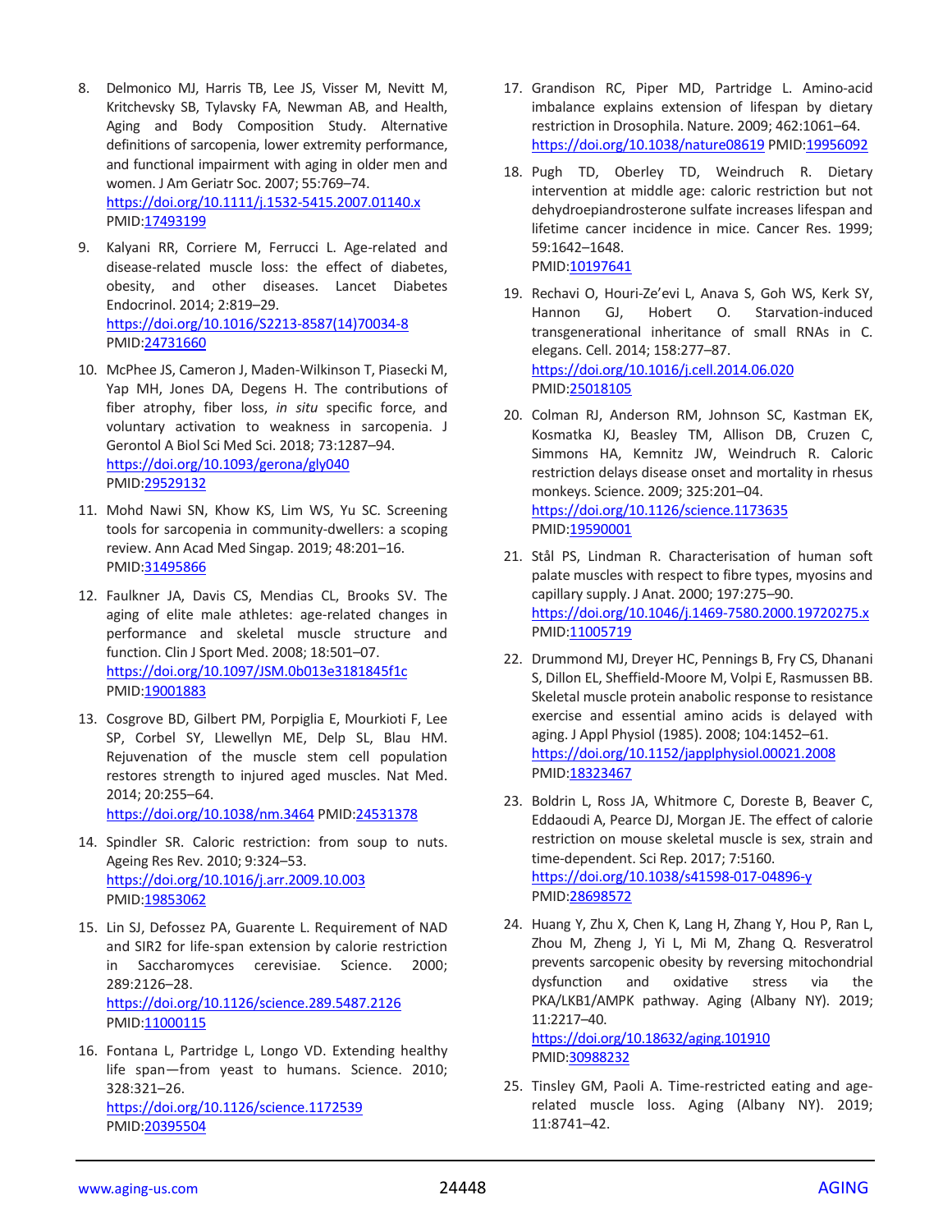8. Delmonico MJ, Harris TB, Lee JS, Visser M, Nevitt M, Kritchevsky SB, Tylavsky FA, Newman AB, and Health, Aging and Body Composition Study. Alternative definitions of sarcopenia, lower extremity performance, and functional impairment with aging in older men and women. J Am Geriatr Soc. 2007; 55:769–74. https://doi.org/10.1111/j.1532-5415.2007.01140.x PMID:17493199

9. Kalyani RR, Corriere M, Ferrucci L. Age-related and disease-related muscle loss: the effect of diabetes, obesity, and other diseases. Lancet Diabetes Endocrinol. 2014; 2:819–29. https://doi.org/10.1016/S2213-8587(14)70034-8 PMID:24731660

10. McPhee JS, Cameron J, Maden-Wilkinson T, Piasecki M, Yap MH, Jones DA, Degens H. The contributions of fiber atrophy, fiber loss, *in situ* specific force, and voluntary activation to weakness in sarcopenia. J Gerontol A Biol Sci Med Sci. 2018; 73:1287–94. https://doi.org/10.1093/gerona/gly040 PMID:29529132

11. Mohd Nawi SN, Khow KS, Lim WS, Yu SC. Screening tools for sarcopenia in community-dwellers: a scoping review. Ann Acad Med Singap. 2019; 48:201–16. PMID:31495866

12. Faulkner JA, Davis CS, Mendias CL, Brooks SV. The aging of elite male athletes: age-related changes in performance and skeletal muscle structure and function. Clin J Sport Med. 2008; 18:501–07. https://doi.org/10.1097/JSM.0b013e3181845f1c PMID:19001883

13. Cosgrove BD, Gilbert PM, Porpiglia E, Mourkioti F, Lee SP, Corbel SY, Llewellyn ME, Delp SL, Blau HM. Rejuvenation of the muscle stem cell population restores strength to injured aged muscles. Nat Med. 2014; 20:255–64. https://doi.org/10.1038/nm.3464 PMID:24531378

14. Spindler SR. Caloric restriction: from soup to nuts. Ageing Res Rev. 2010; 9:324–53. https://doi.org/10.1016/j.arr.2009.10.003 PMID:19853062

15. Lin SJ, Defossez PA, Guarente L. Requirement of NAD and SIR2 for life-span extension by calorie restriction in Saccharomyces cerevisiae. Science. 2000; 289:2126–28. https://doi.org/10.1126/science.289.5487.2126 PMID:11000115

16. Fontana L, Partridge L, Longo VD. Extending healthy life span—from yeast to humans. Science. 2010; 328:321–26. https://doi.org/10.1126/science.1172539 PMID:20395504

17. Grandison RC, Piper MD, Partridge L. Amino-acid imbalance explains extension of lifespan by dietary restriction in Drosophila. Nature. 2009; 462:1061–64. https://doi.org/10.1038/nature08619 PMID:19956092

18. Pugh TD, Oberley TD, Weindruch R. Dietary intervention at middle age: caloric restriction but not dehydroepiandrosterone sulfate increases lifespan and lifetime cancer incidence in mice. Cancer Res. 1999; 59:1642–1648. PMID:10197641

19. Rechavi O, Houri-Ze'evi L, Anava S, Goh WS, Kerk SY, Hannon GJ, Hobert O. Starvation-induced transgenerational inheritance of small RNAs in C. elegans. Cell. 2014; 158:277–87. https://doi.org/10.1016/j.cell.2014.06.020 PMID:25018105

20. Colman RJ, Anderson RM, Johnson SC, Kastman EK, Kosmatka KJ, Beasley TM, Allison DB, Cruzen C, Simmons HA, Kemnitz JW, Weindruch R. Caloric restriction delays disease onset and mortality in rhesus monkeys. Science. 2009; 325:201–04. https://doi.org/10.1126/science.1173635 PMID:19590001

21. Stål PS, Lindman R. Characterisation of human soft palate muscles with respect to fibre types, myosins and capillary supply. J Anat. 2000; 197:275–90. https://doi.org/10.1046/j.1469-7580.2000.19720275.x PMID:11005719

22. Drummond MJ, Dreyer HC, Pennings B, Fry CS, Dhanani S, Dillon EL, Sheffield-Moore M, Volpi E, Rasmussen BB. Skeletal muscle protein anabolic response to resistance exercise and essential amino acids is delayed with aging. J Appl Physiol (1985). 2008; 104:1452–61. https://doi.org/10.1152/japplphysiol.00021.2008 PMID:18323467

23. Boldrin L, Ross JA, Whitmore C, Doreste B, Beaver C, Eddaoudi A, Pearce DJ, Morgan JE. The effect of calorie restriction on mouse skeletal muscle is sex, strain and time-dependent. Sci Rep. 2017; 7:5160. https://doi.org/10.1038/s41598-017-04896-y PMID:28698572

24. Huang Y, Zhu X, Chen K, Lang H, Zhang Y, Hou P, Ran L, Zhou M, Zheng J, Yi L, Mi M, Zhang Q. Resveratrol prevents sarcopenic obesity by reversing mitochondrial dysfunction and oxidative stress via the PKA/LKB1/AMPK pathway. Aging (Albany NY). 2019; 11:2217–40. https://doi.org/10.18632/aging.101910 PMID:30988232

25. Tinsley GM, Paoli A. Time-restricted eating and age-related muscle loss. Aging (Albany NY). 2019; 11:8741–42.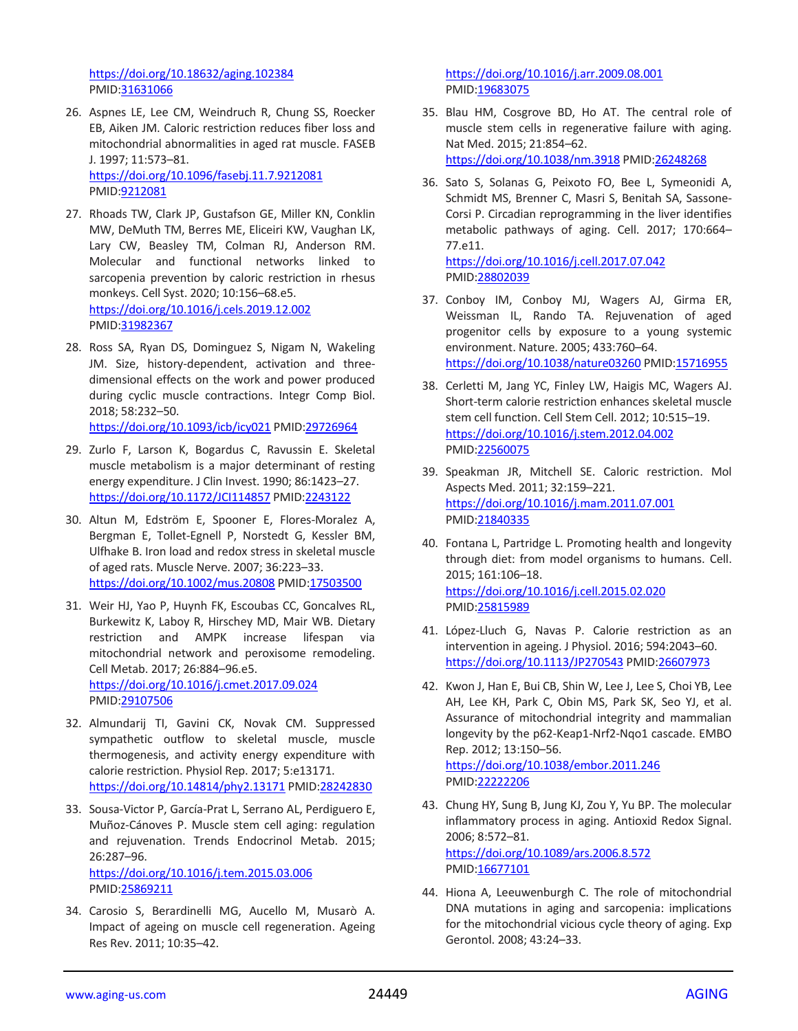https://doi.org/10.18632/aging.102384 PMID:31631066

26. Aspnes LE, Lee CM, Weindruch R, Chung SS, Roecker EB, Aiken JM. Caloric restriction reduces fiber loss and mitochondrial abnormalities in aged rat muscle. FASEB J. 1997; 11:573–81. https://doi.org/10.1096/fasebj.11.7.9212081 PMID:9212081

27. Rhoads TW, Clark JP, Gustafson GE, Miller KN, Conklin MW, DeMuth TM, Berres ME, Eliceiri KW, Vaughan LK, Lary CW, Beasley TM, Colman RJ, Anderson RM. Molecular and functional networks linked to sarcopenia prevention by caloric restriction in rhesus monkeys. Cell Syst. 2020; 10:156–68.e5. https://doi.org/10.1016/j.cels.2019.12.002 PMID:31982367

28. Ross SA, Ryan DS, Dominguez S, Nigam N, Wakeling JM. Size, history-dependent, activation and three-dimensional effects on the work and power produced during cyclic muscle contractions. Integr Comp Biol. 2018; 58:232–50. https://doi.org/10.1093/icb/icy021 PMID:29726964

29. Zurlo F, Larson K, Bogardus C, Ravussin E. Skeletal muscle metabolism is a major determinant of resting energy expenditure. J Clin Invest. 1990; 86:1423–27. https://doi.org/10.1172/JCI114857 PMID:2243122

30. Altun M, Edström E, Spooner E, Flores-Moralez A, Bergman E, Tollet-Egnell P, Norstedt G, Kessler BM, Ulfhake B. Iron load and redox stress in skeletal muscle of aged rats. Muscle Nerve. 2007; 36:223–33. https://doi.org/10.1002/mus.20808 PMID:17503500

31. Weir HJ, Yao P, Huynh FK, Escoubas CC, Goncalves RL, Burkewitz K, Laboy R, Hirschey MD, Mair WB. Dietary restriction and AMPK increase lifespan via mitochondrial network and peroxisome remodeling. Cell Metab. 2017; 26:884–96.e5. https://doi.org/10.1016/j.cmet.2017.09.024 PMID:29107506

32. Almundarij TI, Gavini CK, Novak CM. Suppressed sympathetic outflow to skeletal muscle, muscle thermogenesis, and activity energy expenditure with calorie restriction. Physiol Rep. 2017; 5:e13171. https://doi.org/10.14814/phy2.13171 PMID:28242830

33. Sousa-Victor P, García-Prat L, Serrano AL, Perdiguero E, Muñoz-Cánoves P. Muscle stem cell aging: regulation and rejuvenation. Trends Endocrinol Metab. 2015; 26:287–96. https://doi.org/10.1016/j.tem.2015.03.006 PMID:25869211

34. Carosio S, Berardinelli MG, Aucello M, Musarò A. Impact of ageing on muscle cell regeneration. Ageing Res Rev. 2011; 10:35–42. https://doi.org/10.1016/j.arr.2009.08.001 PMID:19683075

35. Blau HM, Cosgrove BD, Ho AT. The central role of muscle stem cells in regenerative failure with aging. Nat Med. 2015; 21:854–62. https://doi.org/10.1038/nm.3918 PMID:26248268

36. Sato S, Solanas G, Peixoto FO, Bee L, Symeonidi A, Schmidt MS, Brenner C, Masri S, Benitah SA, Sassone-Corsi P. Circadian reprogramming in the liver identifies metabolic pathways of aging. Cell. 2017; 170:664–77.e11. https://doi.org/10.1016/j.cell.2017.07.042 PMID:28802039

37. Conboy IM, Conboy MJ, Wagers AJ, Girma ER, Weissman IL, Rando TA. Rejuvenation of aged progenitor cells by exposure to a young systemic environment. Nature. 2005; 433:760–64. https://doi.org/10.1038/nature03260 PMID:15716955

38. Cerletti M, Jang YC, Finley LW, Haigis MC, Wagers AJ. Short-term calorie restriction enhances skeletal muscle stem cell function. Cell Stem Cell. 2012; 10:515–19. https://doi.org/10.1016/j.stem.2012.04.002 PMID:22560075

39. Speakman JR, Mitchell SE. Caloric restriction. Mol Aspects Med. 2011; 32:159–221. https://doi.org/10.1016/j.mam.2011.07.001 PMID:21840335

40. Fontana L, Partridge L. Promoting health and longevity through diet: from model organisms to humans. Cell. 2015; 161:106–18. https://doi.org/10.1016/j.cell.2015.02.020 PMID:25815989

41. López-Lluch G, Navas P. Calorie restriction as an intervention in ageing. J Physiol. 2016; 594:2043–60. https://doi.org/10.1113/JP270543 PMID:26607973

42. Kwon J, Han E, Bui CB, Shin W, Lee J, Lee S, Choi YB, Lee AH, Lee KH, Park C, Obin MS, Park SK, Seo YJ, et al. Assurance of mitochondrial integrity and mammalian longevity by the p62-Keap1-Nrf2-Nqo1 cascade. EMBO Rep. 2012; 13:150–56. https://doi.org/10.1038/embor.2011.246 PMID:22222206

43. Chung HY, Sung B, Jung KJ, Zou Y, Yu BP. The molecular inflammatory process in aging. Antioxid Redox Signal. 2006; 8:572–81. https://doi.org/10.1089/ars.2006.8.572 PMID:16677101

44. Hiona A, Leeuwenburgh C. The role of mitochondrial DNA mutations in aging and sarcopenia: implications for the mitochondrial vicious cycle theory of aging. Exp Gerontol. 2008; 43:24–33.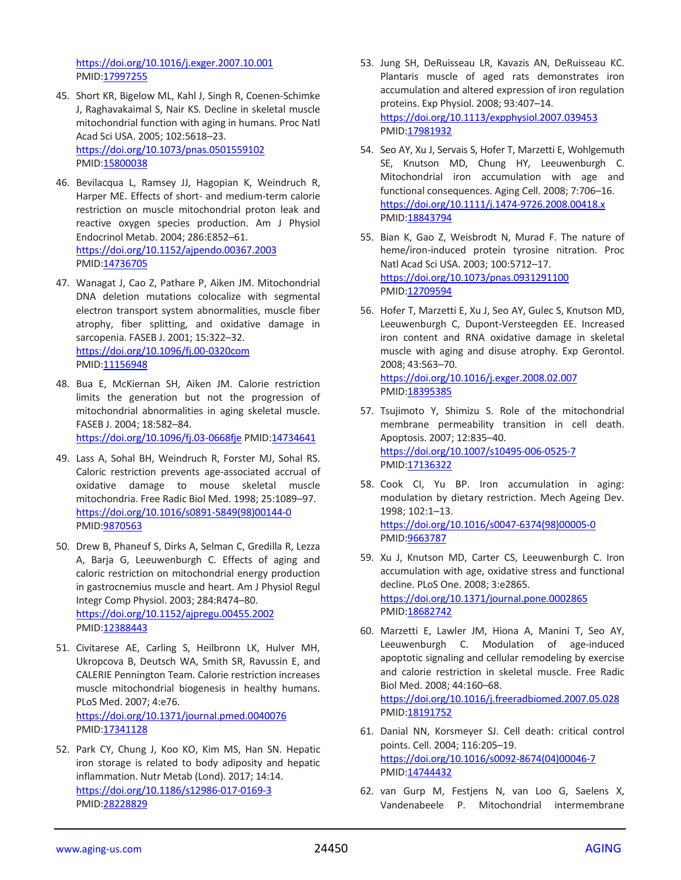https://doi.org/10.1016/j.exger.2007.10.001 PMID:17997255

45. Short KR, Bigelow ML, Kahl J, Singh R, Coenen-Schimke J, Raghavakaimal S, Nair KS. Decline in skeletal muscle mitochondrial function with aging in humans. Proc Natl Acad Sci USA. 2005; 102:5618–23. https://doi.org/10.1073/pnas.0501559102 PMID:15800038

46. Bevilacqua L, Ramsey JJ, Hagopian K, Weindruch R, Harper ME. Effects of short- and medium-term calorie restriction on muscle mitochondrial proton leak and reactive oxygen species production. Am J Physiol Endocrinol Metab. 2004; 286:E852–61. https://doi.org/10.1152/ajpendo.00367.2003 PMID:14736705

47. Wanagat J, Cao Z, Pathare P, Aiken JM. Mitochondrial DNA deletion mutations colocalize with segmental electron transport system abnormalities, muscle fiber atrophy, fiber splitting, and oxidative damage in sarcopenia. FASEB J. 2001; 15:322–32. https://doi.org/10.1096/fj.00-0320com PMID:11156948

48. Bua E, McKiernan SH, Aiken JM. Calorie restriction limits the generation but not the progression of mitochondrial abnormalities in aging skeletal muscle. FASEB J. 2004; 18:582–84. https://doi.org/10.1096/fj.03-0668fje PMID:14734641

49. Lass A, Sohal BH, Weindruch R, Forster MJ, Sohal RS. Caloric restriction prevents age-associated accrual of oxidative damage to mouse skeletal muscle mitochondria. Free Radic Biol Med. 1998; 25:1089–97. https://doi.org/10.1016/s0891-5849(98)00144-0 PMID:9870563

50. Drew B, Phaneuf S, Dirks A, Selman C, Gredilla R, Lezza A, Barja G, Leeuwenburgh C. Effects of aging and caloric restriction on mitochondrial energy production in gastrocnemius muscle and heart. Am J Physiol Regul Integr Comp Physiol. 2003; 284:R474–80. https://doi.org/10.1152/ajpregu.00455.2002 PMID:12388443

51. Civitarese AE, Carling S, Heilbronn LK, Hulver MH, Ukropcova B, Deutsch WA, Smith SR, Ravussin E, and CALERIE Pennington Team. Calorie restriction increases muscle mitochondrial biogenesis in healthy humans. PLoS Med. 2007; 4:e76. https://doi.org/10.1371/journal.pmed.0040076 PMID:17341128

52. Park CY, Chung J, Koo KO, Kim MS, Han SN. Hepatic iron storage is related to body adiposity and hepatic inflammation. Nutr Metab (Lond). 2017; 14:14. https://doi.org/10.1186/s12986-017-0169-3 PMID:28228829

53. Jung SH, DeRuisseau LR, Kavazis AN, DeRuisseau KC. Plantaris muscle of aged rats demonstrates iron accumulation and altered expression of iron regulation proteins. Exp Physiol. 2008; 93:407–14. https://doi.org/10.1113/expphysiol.2007.039453 PMID:17981932

54. Seo AY, Xu J, Servais S, Hofer T, Marzetti E, Wohlgemuth SE, Knutson MD, Chung HY, Leeuwenburgh C. Mitochondrial iron accumulation with age and functional consequences. Aging Cell. 2008; 7:706–16. https://doi.org/10.1111/j.1474-9726.2008.00418.x PMID:18843794

55. Bian K, Gao Z, Weisbrodt N, Murad F. The nature of heme/iron-induced protein tyrosine nitration. Proc Natl Acad Sci USA. 2003; 100:5712–17. https://doi.org/10.1073/pnas.0931291100 PMID:12709594

56. Hofer T, Marzetti E, Xu J, Seo AY, Gulec S, Knutson MD, Leeuwenburgh C, Dupont-Versteegden EE. Increased iron content and RNA oxidative damage in skeletal muscle with aging and disuse atrophy. Exp Gerontol. 2008; 43:563–70. https://doi.org/10.1016/j.exger.2008.02.007 PMID:18395385

57. Tsujimoto Y, Shimizu S. Role of the mitochondrial membrane permeability transition in cell death. Apoptosis. 2007; 12:835–40. https://doi.org/10.1007/s10495-006-0525-7 PMID:17136322

58. Cook CI, Yu BP. Iron accumulation in aging: modulation by dietary restriction. Mech Ageing Dev. 1998; 102:1–13. https://doi.org/10.1016/s0047-6374(98)00005-0 PMID:9663787

59. Xu J, Knutson MD, Carter CS, Leeuwenburgh C. Iron accumulation with age, oxidative stress and functional decline. PLoS One. 2008; 3:e2865. https://doi.org/10.1371/journal.pone.0002865 PMID:18682742

60. Marzetti E, Lawler JM, Hiona A, Manini T, Seo AY, Leeuwenburgh C. Modulation of age-induced apoptotic signaling and cellular remodeling by exercise and calorie restriction in skeletal muscle. Free Radic Biol Med. 2008; 44:160–68. https://doi.org/10.1016/j.freeradbiomed.2007.05.028 PMID:18191752

61. Danial NN, Korsmeyer SJ. Cell death: critical control points. Cell. 2004; 116:205–19. https://doi.org/10.1016/s0092-8674(04)00046-7 PMID:14744432

62. van Gurp M, Festjens N, van Loo G, Saelens X, Vandenabeele P. Mitochondrial intermembrane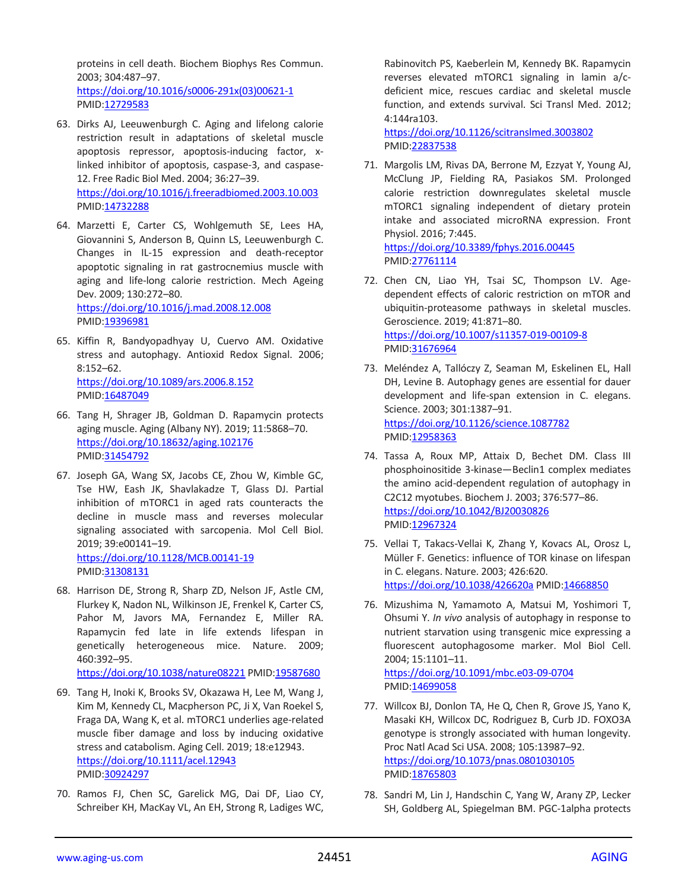proteins in cell death. Biochem Biophys Res Commun. 2003; 304:487–97.
https://doi.org/10.1016/s0006-291x(03)00621-1
PMID:12729583

63. Dirks AJ, Leeuwenburgh C. Aging and lifelong calorie restriction result in adaptations of skeletal muscle apoptosis repressor, apoptosis-inducing factor, x-linked inhibitor of apoptosis, caspase-3, and caspase-12. Free Radic Biol Med. 2004; 36:27–39.
https://doi.org/10.1016/j.freeradbiomed.2003.10.003
PMID:14732288

64. Marzetti E, Carter CS, Wohlgemuth SE, Lees HA, Giovannini S, Anderson B, Quinn LS, Leeuwenburgh C. Changes in IL-15 expression and death-receptor apoptotic signaling in rat gastrocnemius muscle with aging and life-long calorie restriction. Mech Ageing Dev. 2009; 130:272–80.
https://doi.org/10.1016/j.mad.2008.12.008
PMID:19396981

65. Kiffin R, Bandyopadhyay U, Cuervo AM. Oxidative stress and autophagy. Antioxid Redox Signal. 2006; 8:152–62.
https://doi.org/10.1089/ars.2006.8.152
PMID:16487049

66. Tang H, Shrager JB, Goldman D. Rapamycin protects aging muscle. Aging (Albany NY). 2019; 11:5868–70.
https://doi.org/10.18632/aging.102176
PMID:31454792

67. Joseph GA, Wang SX, Jacobs CE, Zhou W, Kimble GC, Tse HW, Eash JK, Shavlakadze T, Glass DJ. Partial inhibition of mTORC1 in aged rats counteracts the decline in muscle mass and reverses molecular signaling associated with sarcopenia. Mol Cell Biol. 2019; 39:e00141–19.
https://doi.org/10.1128/MCB.00141-19
PMID:31308131

68. Harrison DE, Strong R, Sharp ZD, Nelson JF, Astle CM, Flurkey K, Nadon NL, Wilkinson JE, Frenkel K, Carter CS, Pahor M, Javors MA, Fernandez E, Miller RA. Rapamycin fed late in life extends lifespan in genetically heterogeneous mice. Nature. 2009; 460:392–95.
https://doi.org/10.1038/nature08221 PMID:19587680

69. Tang H, Inoki K, Brooks SV, Okazawa H, Lee M, Wang J, Kim M, Kennedy CL, Macpherson PC, Ji X, Van Roekel S, Fraga DA, Wang K, et al. mTORC1 underlies age-related muscle fiber damage and loss by inducing oxidative stress and catabolism. Aging Cell. 2019; 18:e12943.
https://doi.org/10.1111/acel.12943
PMID:30924297

70. Ramos FJ, Chen SC, Garelick MG, Dai DF, Liao CY, Schreiber KH, MacKay VL, An EH, Strong R, Ladiges WC, Rabinovitch PS, Kaeberlein M, Kennedy BK. Rapamycin reverses elevated mTORC1 signaling in lamin a/c-deficient mice, rescues cardiac and skeletal muscle function, and extends survival. Sci Transl Med. 2012; 4:144ra103.
https://doi.org/10.1126/scitranslmed.3003802
PMID:22837538

71. Margolis LM, Rivas DA, Berrone M, Ezzyat Y, Young AJ, McClung JP, Fielding RA, Pasiakos SM. Prolonged calorie restriction downregulates skeletal muscle mTORC1 signaling independent of dietary protein intake and associated microRNA expression. Front Physiol. 2016; 7:445.
https://doi.org/10.3389/fphys.2016.00445
PMID:27761114

72. Chen CN, Liao YH, Tsai SC, Thompson LV. Age-dependent effects of caloric restriction on mTOR and ubiquitin-proteasome pathways in skeletal muscles. Geroscience. 2019; 41:871–80.
https://doi.org/10.1007/s11357-019-00109-8
PMID:31676964

73. Meléndez A, Tallóczy Z, Seaman M, Eskelinen EL, Hall DH, Levine B. Autophagy genes are essential for dauer development and life-span extension in C. elegans. Science. 2003; 301:1387–91.
https://doi.org/10.1126/science.1087782
PMID:12958363

74. Tassa A, Roux MP, Attaix D, Bechet DM. Class III phosphoinositide 3-kinase—Beclin1 complex mediates the amino acid-dependent regulation of autophagy in C2C12 myotubes. Biochem J. 2003; 376:577–86.
https://doi.org/10.1042/BJ20030826
PMID:12967324

75. Vellai T, Takacs-Vellai K, Zhang Y, Kovacs AL, Orosz L, Müller F. Genetics: influence of TOR kinase on lifespan in C. elegans. Nature. 2003; 426:620.
https://doi.org/10.1038/426620a PMID:14668850

76. Mizushima N, Yamamoto A, Matsui M, Yoshimori T, Ohsumi Y. *In vivo* analysis of autophagy in response to nutrient starvation using transgenic mice expressing a fluorescent autophagosome marker. Mol Biol Cell. 2004; 15:1101–11.
https://doi.org/10.1091/mbc.e03-09-0704
PMID:14699058

77. Willcox BJ, Donlon TA, He Q, Chen R, Grove JS, Yano K, Masaki KH, Willcox DC, Rodriguez B, Curb JD. FOXO3A genotype is strongly associated with human longevity. Proc Natl Acad Sci USA. 2008; 105:13987–92.
https://doi.org/10.1073/pnas.0801030105
PMID:18765803

78. Sandri M, Lin J, Handschin C, Yang W, Arany ZP, Lecker SH, Goldberg AL, Spiegelman BM. PGC-1alpha protects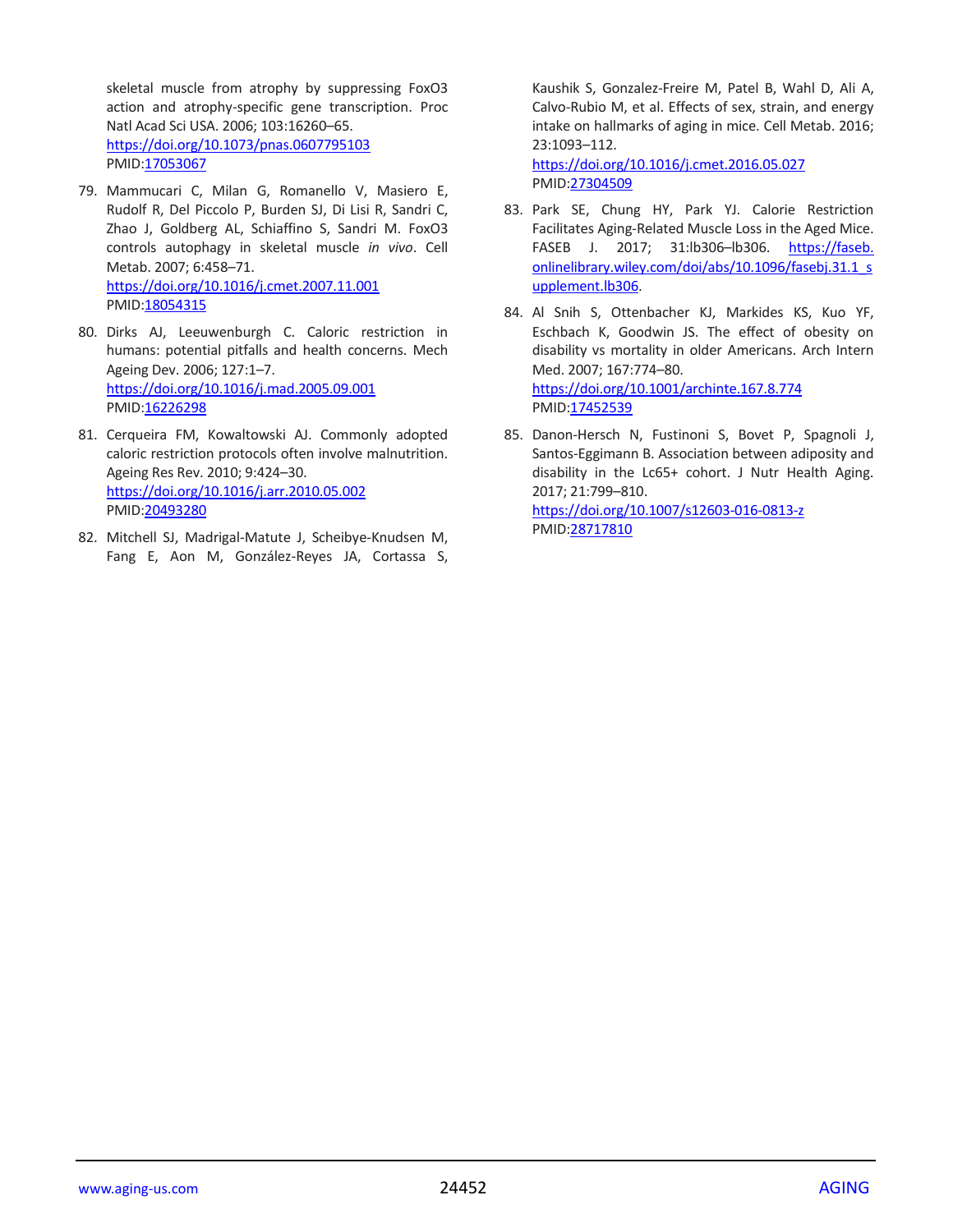skeletal muscle from atrophy by suppressing FoxO3 action and atrophy-specific gene transcription. Proc Natl Acad Sci USA. 2006; 103:16260–65. https://doi.org/10.1073/pnas.0607795103 PMID:17053067

79. Mammucari C, Milan G, Romanello V, Masiero E, Rudolf R, Del Piccolo P, Burden SJ, Di Lisi R, Sandri C, Zhao J, Goldberg AL, Schiaffino S, Sandri M. FoxO3 controls autophagy in skeletal muscle *in vivo*. Cell Metab. 2007; 6:458–71. https://doi.org/10.1016/j.cmet.2007.11.001 PMID:18054315

80. Dirks AJ, Leeuwenburgh C. Caloric restriction in humans: potential pitfalls and health concerns. Mech Ageing Dev. 2006; 127:1–7. https://doi.org/10.1016/j.mad.2005.09.001 PMID:16226298

81. Cerqueira FM, Kowaltowski AJ. Commonly adopted caloric restriction protocols often involve malnutrition. Ageing Res Rev. 2010; 9:424–30. https://doi.org/10.1016/j.arr.2010.05.002 PMID:20493280

82. Mitchell SJ, Madrigal-Matute J, Scheibye-Knudsen M, Fang E, Aon M, González-Reyes JA, Cortassa S, Kaushik S, Gonzalez-Freire M, Patel B, Wahl D, Ali A, Calvo-Rubio M, et al. Effects of sex, strain, and energy intake on hallmarks of aging in mice. Cell Metab. 2016; 23:1093–112. https://doi.org/10.1016/j.cmet.2016.05.027 PMID:27304509

83. Park SE, Chung HY, Park YJ. Calorie Restriction Facilitates Aging-Related Muscle Loss in the Aged Mice. FASEB J. 2017; 31:lb306–lb306. https://faseb.onlinelibrary.wiley.com/doi/abs/10.1096/fasebj.31.1_supplement.lb306.

84. Al Snih S, Ottenbacher KJ, Markides KS, Kuo YF, Eschbach K, Goodwin JS. The effect of obesity on disability vs mortality in older Americans. Arch Intern Med. 2007; 167:774–80. https://doi.org/10.1001/archinte.167.8.774 PMID:17452539

85. Danon-Hersch N, Fustinoni S, Bovet P, Spagnoli J, Santos-Eggimann B. Association between adiposity and disability in the Lc65+ cohort. J Nutr Health Aging. 2017; 21:799–810. https://doi.org/10.1007/s12603-016-0813-z PMID:28717810